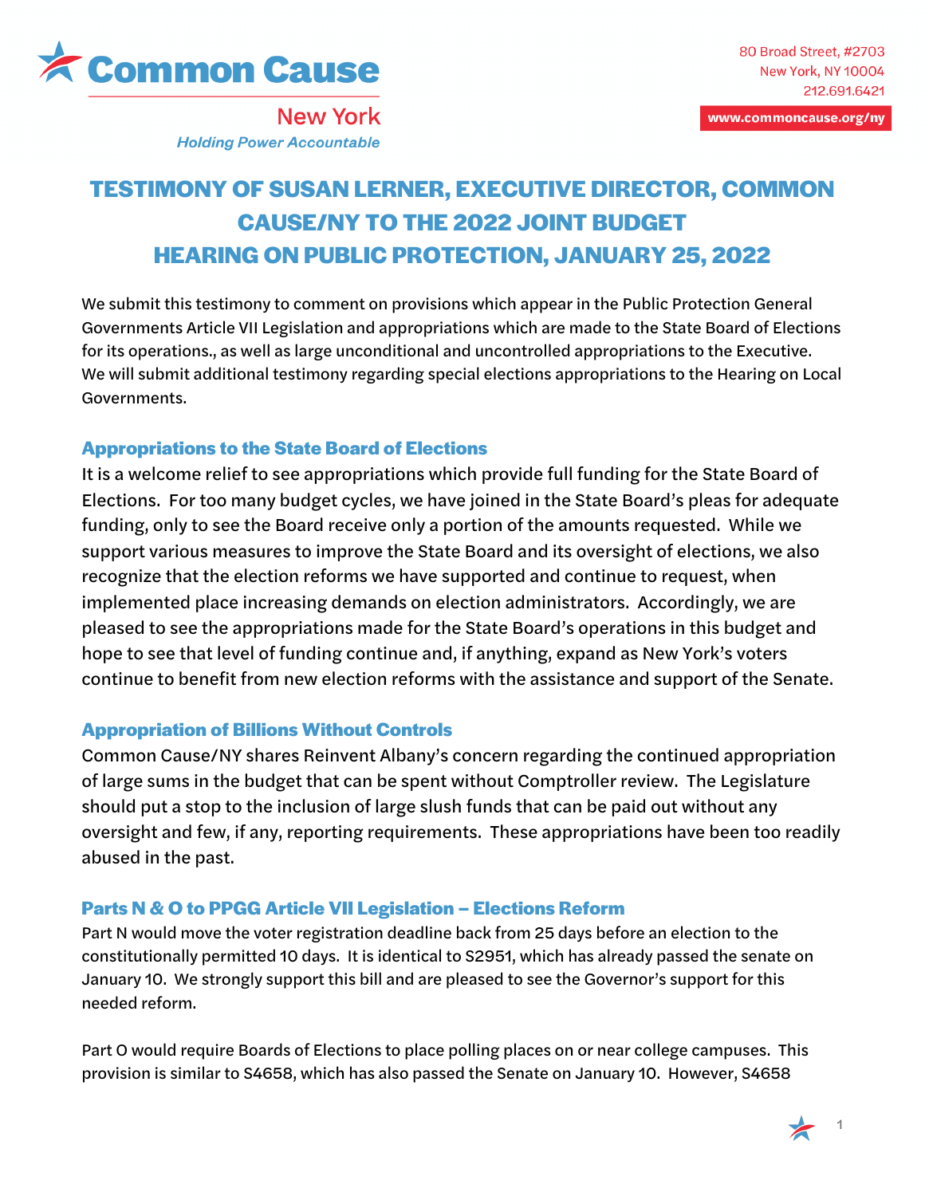Common Cause

New York

*Holding Power Accountable*

80 Broad Street, #2703
New York, NY 10004
212.691.6421

www.commoncause.org/ny

# TESTIMONY OF SUSAN LERNER, EXECUTIVE DIRECTOR, COMMON CAUSE/NY TO THE 2022 JOINT BUDGET HEARING ON PUBLIC PROTECTION, JANUARY 25, 2022

We submit this testimony to comment on provisions which appear in the Public Protection General Governments Article VII Legislation and appropriations which are made to the State Board of Elections for its operations., as well as large unconditional and uncontrolled appropriations to the Executive. We will submit additional testimony regarding special elections appropriations to the Hearing on Local Governments.

## Appropriations to the State Board of Elections

It is a welcome relief to see appropriations which provide full funding for the State Board of Elections. For too many budget cycles, we have joined in the State Board's pleas for adequate funding, only to see the Board receive only a portion of the amounts requested. While we support various measures to improve the State Board and its oversight of elections, we also recognize that the election reforms we have supported and continue to request, when implemented place increasing demands on election administrators. Accordingly, we are pleased to see the appropriations made for the State Board's operations in this budget and hope to see that level of funding continue and, if anything, expand as New York's voters continue to benefit from new election reforms with the assistance and support of the Senate.

## Appropriation of Billions Without Controls

Common Cause/NY shares Reinvent Albany's concern regarding the continued appropriation of large sums in the budget that can be spent without Comptroller review. The Legislature should put a stop to the inclusion of large slush funds that can be paid out without any oversight and few, if any, reporting requirements. These appropriations have been too readily abused in the past.

## Parts N & O to PPGG Article VII Legislation – Elections Reform

Part N would move the voter registration deadline back from 25 days before an election to the constitutionally permitted 10 days. It is identical to S2951, which has already passed the senate on January 10. We strongly support this bill and are pleased to see the Governor's support for this needed reform.

Part O would require Boards of Elections to place polling places on or near college campuses. This provision is similar to S4658, which has also passed the Senate on January 10. However, S4658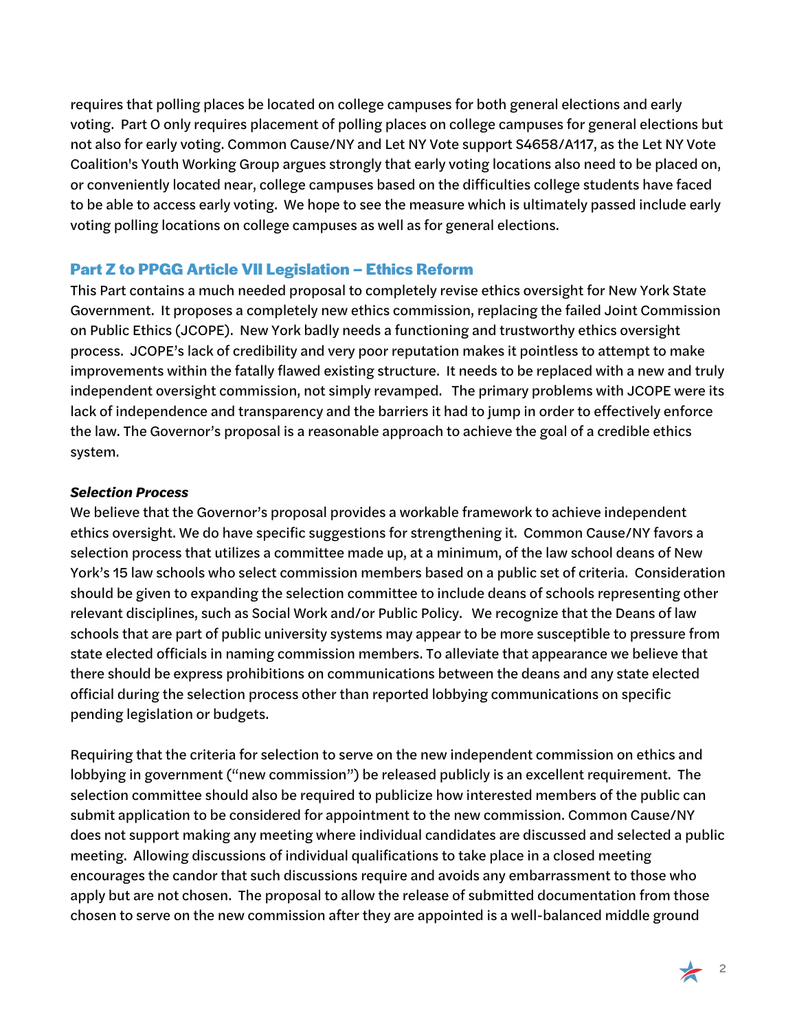requires that polling places be located on college campuses for both general elections and early voting. Part O only requires placement of polling places on college campuses for general elections but not also for early voting. Common Cause/NY and Let NY Vote support S4658/A117, as the Let NY Vote Coalition's Youth Working Group argues strongly that early voting locations also need to be placed on, or conveniently located near, college campuses based on the difficulties college students have faced to be able to access early voting. We hope to see the measure which is ultimately passed include early voting polling locations on college campuses as well as for general elections.

## Part Z to PPGG Article VII Legislation – Ethics Reform

This Part contains a much needed proposal to completely revise ethics oversight for New York State Government. It proposes a completely new ethics commission, replacing the failed Joint Commission on Public Ethics (JCOPE). New York badly needs a functioning and trustworthy ethics oversight process. JCOPE's lack of credibility and very poor reputation makes it pointless to attempt to make improvements within the fatally flawed existing structure. It needs to be replaced with a new and truly independent oversight commission, not simply revamped. The primary problems with JCOPE were its lack of independence and transparency and the barriers it had to jump in order to effectively enforce the law. The Governor's proposal is a reasonable approach to achieve the goal of a credible ethics system.

### *Selection Process*

We believe that the Governor's proposal provides a workable framework to achieve independent ethics oversight. We do have specific suggestions for strengthening it. Common Cause/NY favors a selection process that utilizes a committee made up, at a minimum, of the law school deans of New York's 15 law schools who select commission members based on a public set of criteria. Consideration should be given to expanding the selection committee to include deans of schools representing other relevant disciplines, such as Social Work and/or Public Policy. We recognize that the Deans of law schools that are part of public university systems may appear to be more susceptible to pressure from state elected officials in naming commission members. To alleviate that appearance we believe that there should be express prohibitions on communications between the deans and any state elected official during the selection process other than reported lobbying communications on specific pending legislation or budgets.

Requiring that the criteria for selection to serve on the new independent commission on ethics and lobbying in government ("new commission") be released publicly is an excellent requirement. The selection committee should also be required to publicize how interested members of the public can submit application to be considered for appointment to the new commission. Common Cause/NY does not support making any meeting where individual candidates are discussed and selected a public meeting. Allowing discussions of individual qualifications to take place in a closed meeting encourages the candor that such discussions require and avoids any embarrassment to those who apply but are not chosen. The proposal to allow the release of submitted documentation from those chosen to serve on the new commission after they are appointed is a well-balanced middle ground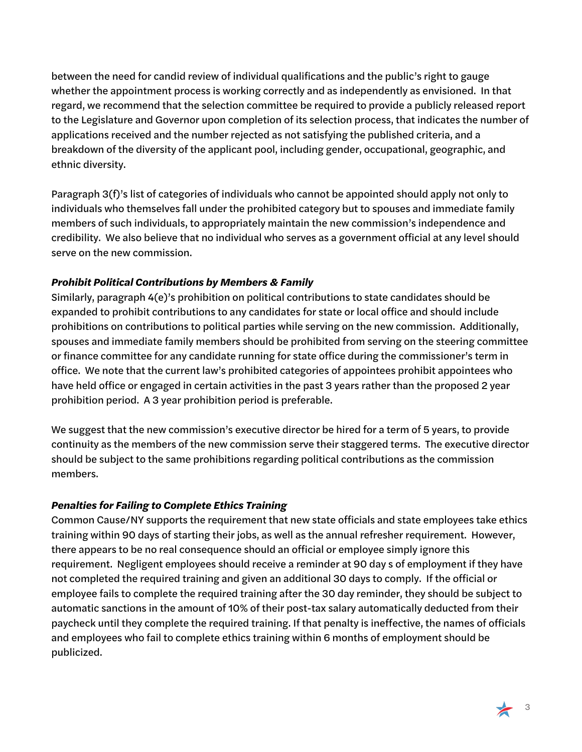between the need for candid review of individual qualifications and the public's right to gauge whether the appointment process is working correctly and as independently as envisioned. In that regard, we recommend that the selection committee be required to provide a publicly released report to the Legislature and Governor upon completion of its selection process, that indicates the number of applications received and the number rejected as not satisfying the published criteria, and a breakdown of the diversity of the applicant pool, including gender, occupational, geographic, and ethnic diversity.

Paragraph 3(f)'s list of categories of individuals who cannot be appointed should apply not only to individuals who themselves fall under the prohibited category but to spouses and immediate family members of such individuals, to appropriately maintain the new commission's independence and credibility. We also believe that no individual who serves as a government official at any level should serve on the new commission.

***Prohibit Political Contributions by Members & Family***

Similarly, paragraph 4(e)'s prohibition on political contributions to state candidates should be expanded to prohibit contributions to any candidates for state or local office and should include prohibitions on contributions to political parties while serving on the new commission. Additionally, spouses and immediate family members should be prohibited from serving on the steering committee or finance committee for any candidate running for state office during the commissioner's term in office. We note that the current law's prohibited categories of appointees prohibit appointees who have held office or engaged in certain activities in the past 3 years rather than the proposed 2 year prohibition period. A 3 year prohibition period is preferable.

We suggest that the new commission's executive director be hired for a term of 5 years, to provide continuity as the members of the new commission serve their staggered terms. The executive director should be subject to the same prohibitions regarding political contributions as the commission members.

***Penalties for Failing to Complete Ethics Training***

Common Cause/NY supports the requirement that new state officials and state employees take ethics training within 90 days of starting their jobs, as well as the annual refresher requirement. However, there appears to be no real consequence should an official or employee simply ignore this requirement. Negligent employees should receive a reminder at 90 day s of employment if they have not completed the required training and given an additional 30 days to comply. If the official or employee fails to complete the required training after the 30 day reminder, they should be subject to automatic sanctions in the amount of 10% of their post-tax salary automatically deducted from their paycheck until they complete the required training. If that penalty is ineffective, the names of officials and employees who fail to complete ethics training within 6 months of employment should be publicized.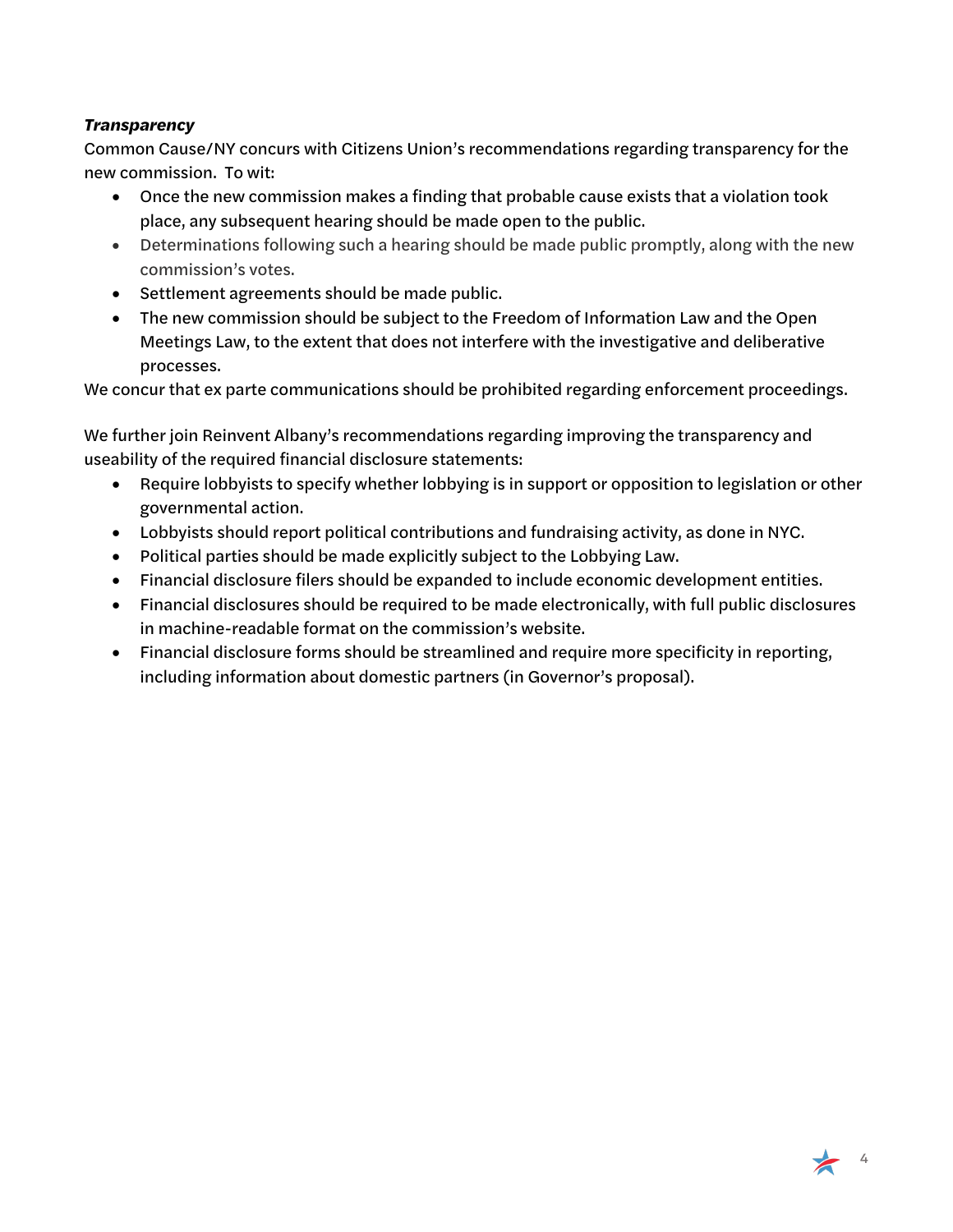***Transparency***

Common Cause/NY concurs with Citizens Union's recommendations regarding transparency for the new commission. To wit:

- Once the new commission makes a finding that probable cause exists that a violation took place, any subsequent hearing should be made open to the public.
- Determinations following such a hearing should be made public promptly, along with the new commission's votes.
- Settlement agreements should be made public.
- The new commission should be subject to the Freedom of Information Law and the Open Meetings Law, to the extent that does not interfere with the investigative and deliberative processes.

We concur that ex parte communications should be prohibited regarding enforcement proceedings.

We further join Reinvent Albany's recommendations regarding improving the transparency and useability of the required financial disclosure statements:

- Require lobbyists to specify whether lobbying is in support or opposition to legislation or other governmental action.
- Lobbyists should report political contributions and fundraising activity, as done in NYC.
- Political parties should be made explicitly subject to the Lobbying Law.
- Financial disclosure filers should be expanded to include economic development entities.
- Financial disclosures should be required to be made electronically, with full public disclosures in machine-readable format on the commission's website.
- Financial disclosure forms should be streamlined and require more specificity in reporting, including information about domestic partners (in Governor's proposal).